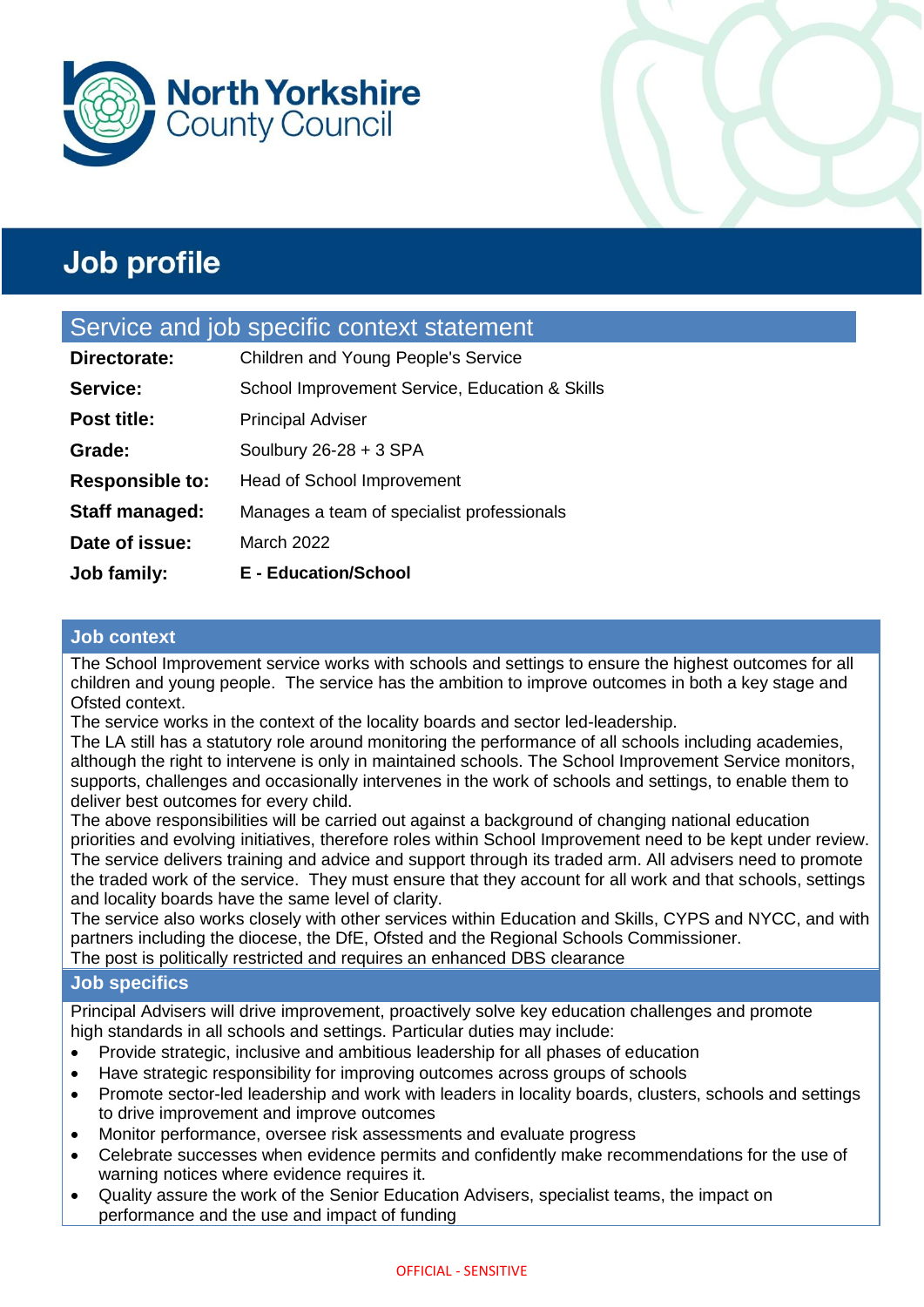North Yorkshire County Council

# Job profile

## Service and job specific context statement

| | |
|---|---|
| **Directorate:** | Children and Young People's Service |
| **Service:** | School Improvement Service, Education & Skills |
| **Post title:** | Principal Adviser |
| **Grade:** | Soulbury 26-28 + 3 SPA |
| **Responsible to:** | Head of School Improvement |
| **Staff managed:** | Manages a team of specialist professionals |
| **Date of issue:** | March 2022 |
| **Job family:** | **E - Education/School** |

### Job context

The School Improvement service works with schools and settings to ensure the highest outcomes for all children and young people. The service has the ambition to improve outcomes in both a key stage and Ofsted context.

The service works in the context of the locality boards and sector led-leadership.

The LA still has a statutory role around monitoring the performance of all schools including academies, although the right to intervene is only in maintained schools. The School Improvement Service monitors, supports, challenges and occasionally intervenes in the work of schools and settings, to enable them to deliver best outcomes for every child.

The above responsibilities will be carried out against a background of changing national education priorities and evolving initiatives, therefore roles within School Improvement need to be kept under review. The service delivers training and advice and support through its traded arm. All advisers need to promote the traded work of the service. They must ensure that they account for all work and that schools, settings and locality boards have the same level of clarity.

The service also works closely with other services within Education and Skills, CYPS and NYCC, and with partners including the diocese, the DfE, Ofsted and the Regional Schools Commissioner.

The post is politically restricted and requires an enhanced DBS clearance

### Job specifics

Principal Advisers will drive improvement, proactively solve key education challenges and promote high standards in all schools and settings. Particular duties may include:

- Provide strategic, inclusive and ambitious leadership for all phases of education
- Have strategic responsibility for improving outcomes across groups of schools
- Promote sector-led leadership and work with leaders in locality boards, clusters, schools and settings to drive improvement and improve outcomes
- Monitor performance, oversee risk assessments and evaluate progress
- Celebrate successes when evidence permits and confidently make recommendations for the use of warning notices where evidence requires it.
- Quality assure the work of the Senior Education Advisers, specialist teams, the impact on performance and the use and impact of funding

OFFICIAL - SENSITIVE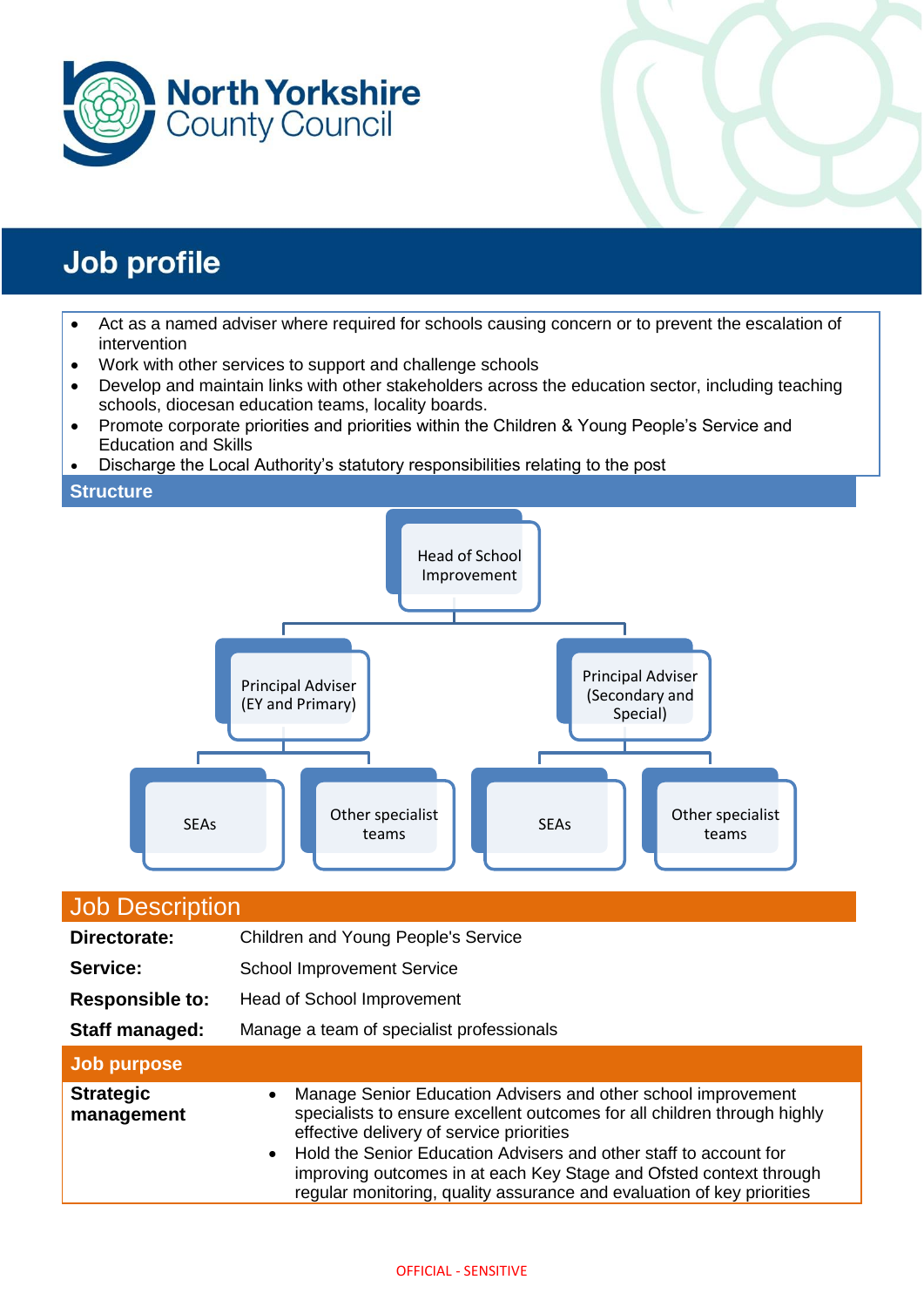# Job profile

- Act as a named adviser where required for schools causing concern or to prevent the escalation of intervention
- Work with other services to support and challenge schools
- Develop and maintain links with other stakeholders across the education sector, including teaching schools, diocesan education teams, locality boards.
- Promote corporate priorities and priorities within the Children & Young People's Service and Education and Skills
- Discharge the Local Authority's statutory responsibilities relating to the post

## Structure

- Head of School Improvement
  - Principal Adviser (EY and Primary)
    - SEAs
    - Other specialist teams
  - Principal Adviser (Secondary and Special)
    - SEAs
    - Other specialist teams

## Job Description

| | |
|---|---|
| **Directorate:** | Children and Young People's Service |
| **Service:** | School Improvement Service |
| **Responsible to:** | Head of School Improvement |
| **Staff managed:** | Manage a team of specialist professionals |

## Job purpose

**Strategic management**

- Manage Senior Education Advisers and other school improvement specialists to ensure excellent outcomes for all children through highly effective delivery of service priorities
- Hold the Senior Education Advisers and other staff to account for improving outcomes in at each Key Stage and Ofsted context through regular monitoring, quality assurance and evaluation of key priorities

OFFICIAL - SENSITIVE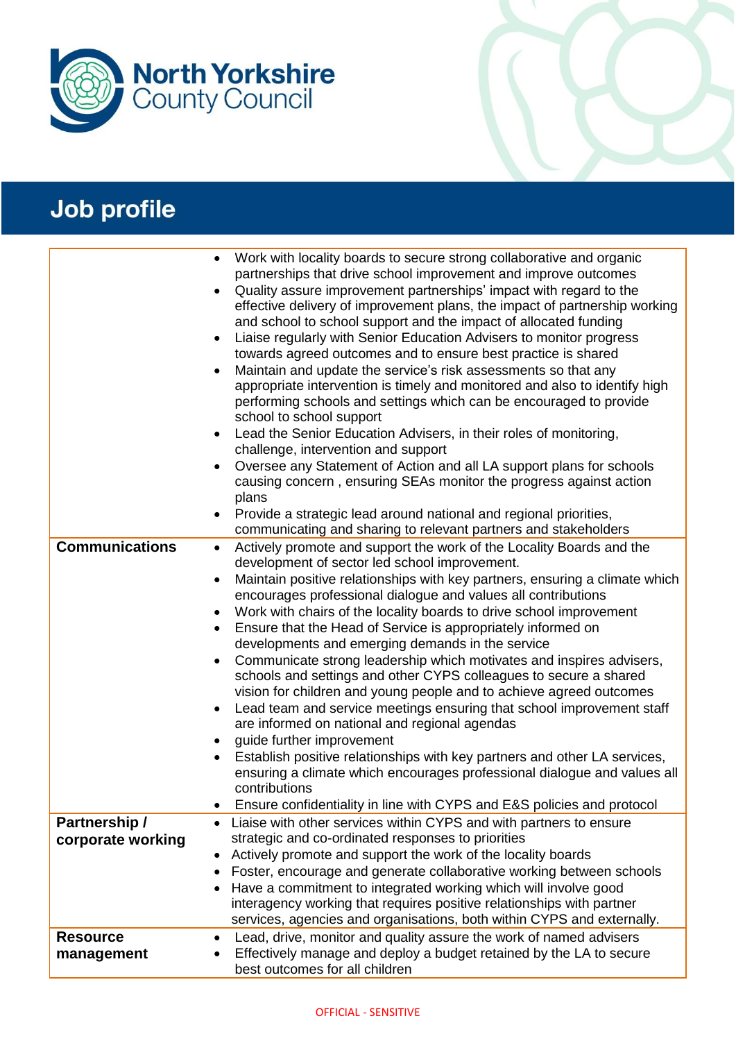# Job profile

| | |
|---|---|
| | • Work with locality boards to secure strong collaborative and organic partnerships that drive school improvement and improve outcomes<br>• Quality assure improvement partnerships' impact with regard to the effective delivery of improvement plans, the impact of partnership working and school to school support and the impact of allocated funding<br>• Liaise regularly with Senior Education Advisers to monitor progress towards agreed outcomes and to ensure best practice is shared<br>• Maintain and update the service's risk assessments so that any appropriate intervention is timely and monitored and also to identify high performing schools and settings which can be encouraged to provide school to school support<br>• Lead the Senior Education Advisers, in their roles of monitoring, challenge, intervention and support<br>• Oversee any Statement of Action and all LA support plans for schools causing concern , ensuring SEAs monitor the progress against action plans<br>• Provide a strategic lead around national and regional priorities, communicating and sharing to relevant partners and stakeholders |
| **Communications** | • Actively promote and support the work of the Locality Boards and the development of sector led school improvement.<br>• Maintain positive relationships with key partners, ensuring a climate which encourages professional dialogue and values all contributions<br>• Work with chairs of the locality boards to drive school improvement<br>• Ensure that the Head of Service is appropriately informed on developments and emerging demands in the service<br>• Communicate strong leadership which motivates and inspires advisers, schools and settings and other CYPS colleagues to secure a shared vision for children and young people and to achieve agreed outcomes<br>• Lead team and service meetings ensuring that school improvement staff are informed on national and regional agendas<br>• guide further improvement<br>• Establish positive relationships with key partners and other LA services, ensuring a climate which encourages professional dialogue and values all contributions<br>• Ensure confidentiality in line with CYPS and E&S policies and protocol |
| **Partnership / corporate working** | • Liaise with other services within CYPS and with partners to ensure strategic and co-ordinated responses to priorities<br>• Actively promote and support the work of the locality boards<br>• Foster, encourage and generate collaborative working between schools<br>• Have a commitment to integrated working which will involve good interagency working that requires positive relationships with partner services, agencies and organisations, both within CYPS and externally. |
| **Resource management** | • Lead, drive, monitor and quality assure the work of named advisers<br>• Effectively manage and deploy a budget retained by the LA to secure best outcomes for all children |

OFFICIAL - SENSITIVE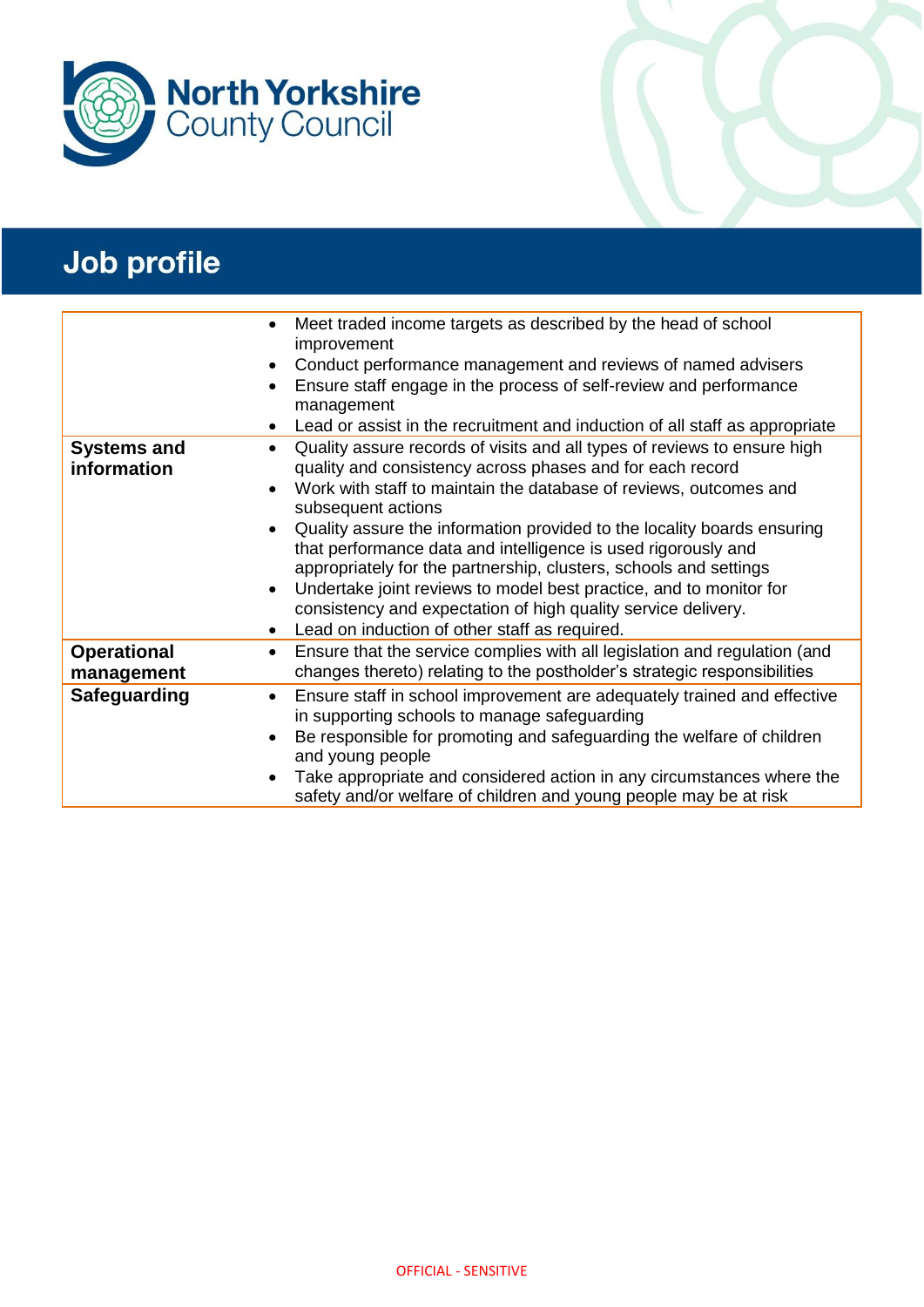# Job profile

| | |
|---|---|
| | • Meet traded income targets as described by the head of school improvement<br>• Conduct performance management and reviews of named advisers<br>• Ensure staff engage in the process of self-review and performance management<br>• Lead or assist in the recruitment and induction of all staff as appropriate |
| **Systems and information** | • Quality assure records of visits and all types of reviews to ensure high quality and consistency across phases and for each record<br>• Work with staff to maintain the database of reviews, outcomes and subsequent actions<br>• Quality assure the information provided to the locality boards ensuring that performance data and intelligence is used rigorously and appropriately for the partnership, clusters, schools and settings<br>• Undertake joint reviews to model best practice, and to monitor for consistency and expectation of high quality service delivery.<br>• Lead on induction of other staff as required. |
| **Operational management** | • Ensure that the service complies with all legislation and regulation (and changes thereto) relating to the postholder's strategic responsibilities |
| **Safeguarding** | • Ensure staff in school improvement are adequately trained and effective in supporting schools to manage safeguarding<br>• Be responsible for promoting and safeguarding the welfare of children and young people<br>• Take appropriate and considered action in any circumstances where the safety and/or welfare of children and young people may be at risk |

OFFICIAL - SENSITIVE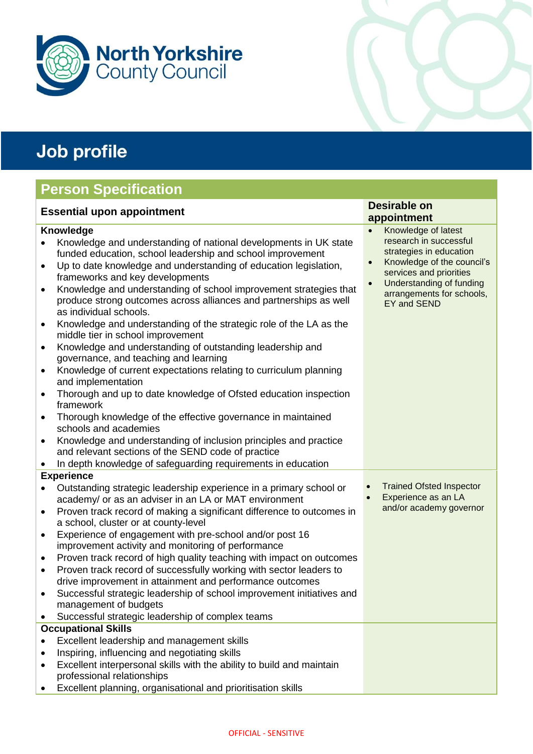North Yorkshire County Council

# Job profile

## Person Specification

| Essential upon appointment | Desirable on appointment |
|---|---|
| **Knowledge**<br>• Knowledge and understanding of national developments in UK state funded education, school leadership and school improvement<br>• Up to date knowledge and understanding of education legislation, frameworks and key developments<br>• Knowledge and understanding of school improvement strategies that produce strong outcomes across alliances and partnerships as well as individual schools.<br>• Knowledge and understanding of the strategic role of the LA as the middle tier in school improvement<br>• Knowledge and understanding of outstanding leadership and governance, and teaching and learning<br>• Knowledge of current expectations relating to curriculum planning and implementation<br>• Thorough and up to date knowledge of Ofsted education inspection framework<br>• Thorough knowledge of the effective governance in maintained schools and academies<br>• Knowledge and understanding of inclusion principles and practice and relevant sections of the SEND code of practice<br>• In depth knowledge of safeguarding requirements in education | • Knowledge of latest research in successful strategies in education<br>• Knowledge of the council's services and priorities<br>• Understanding of funding arrangements for schools, EY and SEND |
| **Experience**<br>• Outstanding strategic leadership experience in a primary school or academy/ or as an adviser in an LA or MAT environment<br>• Proven track record of making a significant difference to outcomes in a school, cluster or at county-level<br>• Experience of engagement with pre-school and/or post 16 improvement activity and monitoring of performance<br>• Proven track record of high quality teaching with impact on outcomes<br>• Proven track record of successfully working with sector leaders to drive improvement in attainment and performance outcomes<br>• Successful strategic leadership of school improvement initiatives and management of budgets<br>• Successful strategic leadership of complex teams | • Trained Ofsted Inspector<br>• Experience as an LA and/or academy governor |
| **Occupational Skills**<br>• Excellent leadership and management skills<br>• Inspiring, influencing and negotiating skills<br>• Excellent interpersonal skills with the ability to build and maintain professional relationships<br>• Excellent planning, organisational and prioritisation skills | |

OFFICIAL - SENSITIVE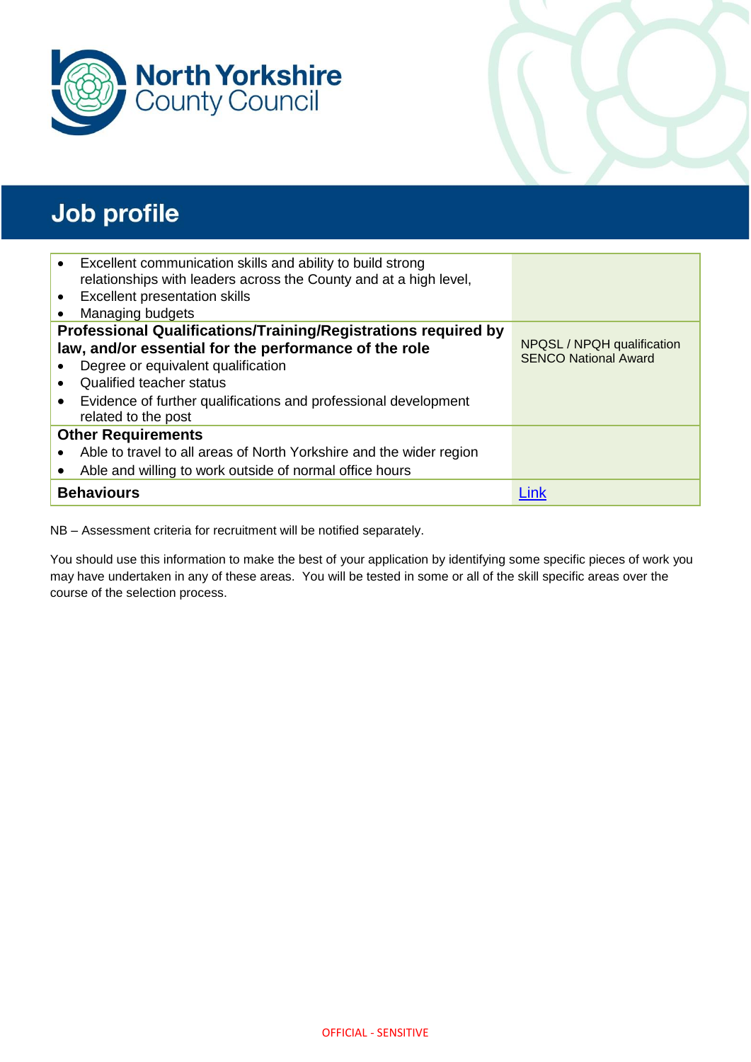# Job profile

| | |
|---|---|
| • Excellent communication skills and ability to build strong relationships with leaders across the County and at a high level,<br>• Excellent presentation skills<br>• Managing budgets | |
| **Professional Qualifications/Training/Registrations required by law, and/or essential for the performance of the role**<br>• Degree or equivalent qualification<br>• Qualified teacher status<br>• Evidence of further qualifications and professional development related to the post | NPQSL / NPQH qualification<br>SENCO National Award |
| **Other Requirements**<br>• Able to travel to all areas of North Yorkshire and the wider region<br>• Able and willing to work outside of normal office hours | |
| **Behaviours** | Link |

NB – Assessment criteria for recruitment will be notified separately.

You should use this information to make the best of your application by identifying some specific pieces of work you may have undertaken in any of these areas. You will be tested in some or all of the skill specific areas over the course of the selection process.

OFFICIAL - SENSITIVE